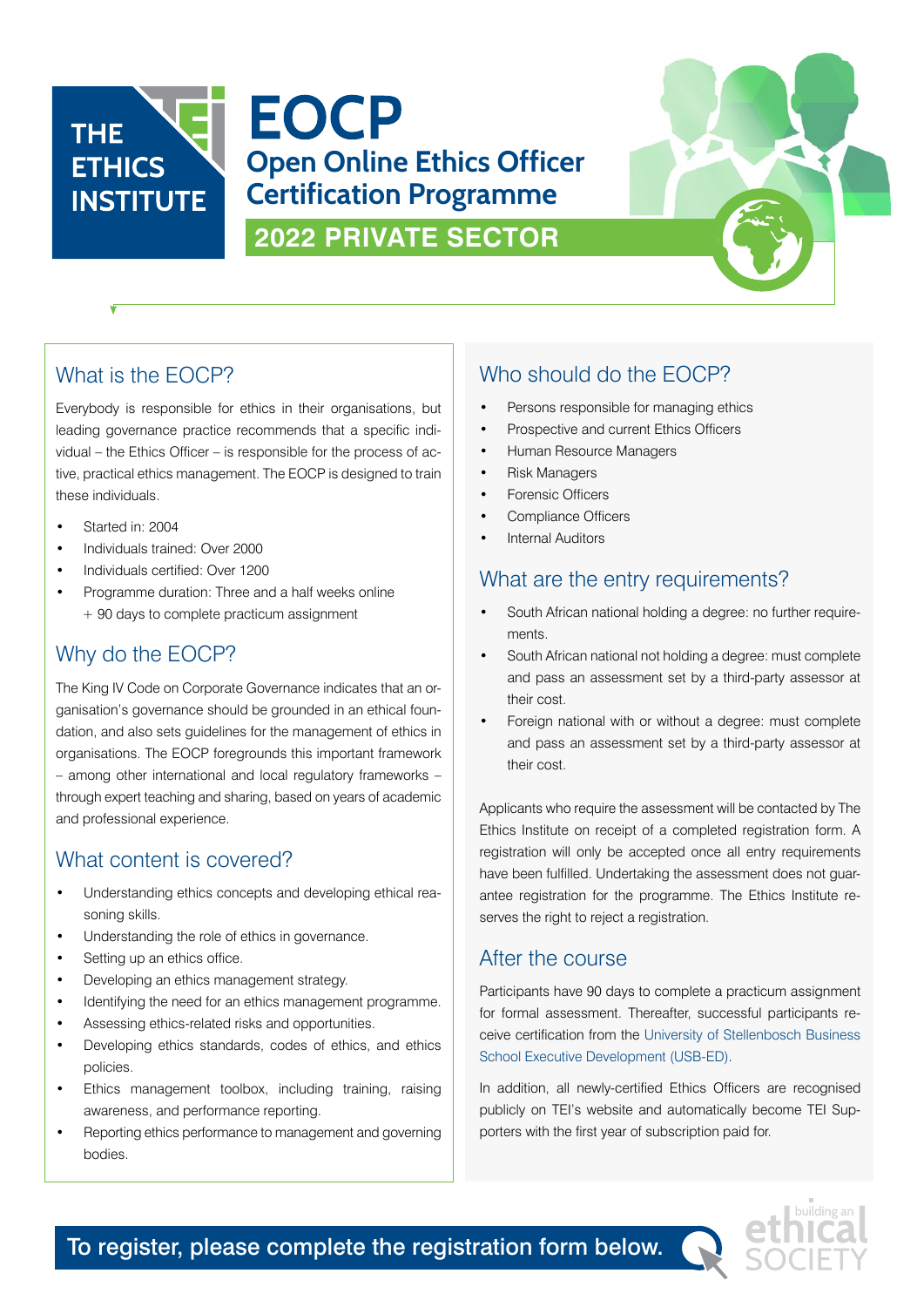THE ETHICS INSTITUTE

# EOCP

## Open Online Ethics Officer Certification Programme

**2022 PRIVATE SECTOR**

## What is the EOCP?

Everybody is responsible for ethics in their organisations, but leading governance practice recommends that a specific individual – the Ethics Officer – is responsible for the process of active, practical ethics management. The EOCP is designed to train these individuals.

- Started in: 2004
- Individuals trained: Over 2000
- Individuals certified: Over 1200
- Programme duration: Three and a half weeks online + 90 days to complete practicum assignment

## Why do the EOCP?

The King IV Code on Corporate Governance indicates that an organisation's governance should be grounded in an ethical foundation, and also sets guidelines for the management of ethics in organisations. The EOCP foregrounds this important framework – among other international and local regulatory frameworks – through expert teaching and sharing, based on years of academic and professional experience.

## What content is covered?

- Understanding ethics concepts and developing ethical reasoning skills.
- Understanding the role of ethics in governance.
- Setting up an ethics office.
- Developing an ethics management strategy.
- Identifying the need for an ethics management programme.
- Assessing ethics-related risks and opportunities.
- Developing ethics standards, codes of ethics, and ethics policies.
- Ethics management toolbox, including training, raising awareness, and performance reporting.
- Reporting ethics performance to management and governing bodies.

## Who should do the EOCP?

- Persons responsible for managing ethics
- Prospective and current Ethics Officers
- Human Resource Managers
- Risk Managers
- Forensic Officers
- Compliance Officers
- Internal Auditors

## What are the entry requirements?

- South African national holding a degree: no further requirements.
- South African national not holding a degree: must complete and pass an assessment set by a third-party assessor at their cost.
- Foreign national with or without a degree: must complete and pass an assessment set by a third-party assessor at their cost.

Applicants who require the assessment will be contacted by The Ethics Institute on receipt of a completed registration form. A registration will only be accepted once all entry requirements have been fulfilled. Undertaking the assessment does not guarantee registration for the programme. The Ethics Institute reserves the right to reject a registration.

## After the course

Participants have 90 days to complete a practicum assignment for formal assessment. Thereafter, successful participants receive certification from the University of Stellenbosch Business School Executive Development (USB-ED).

In addition, all newly-certified Ethics Officers are recognised publicly on TEI's website and automatically become TEI Supporters with the first year of subscription paid for.

**To register, please complete the registration form below.**

building an ethical SOCIETY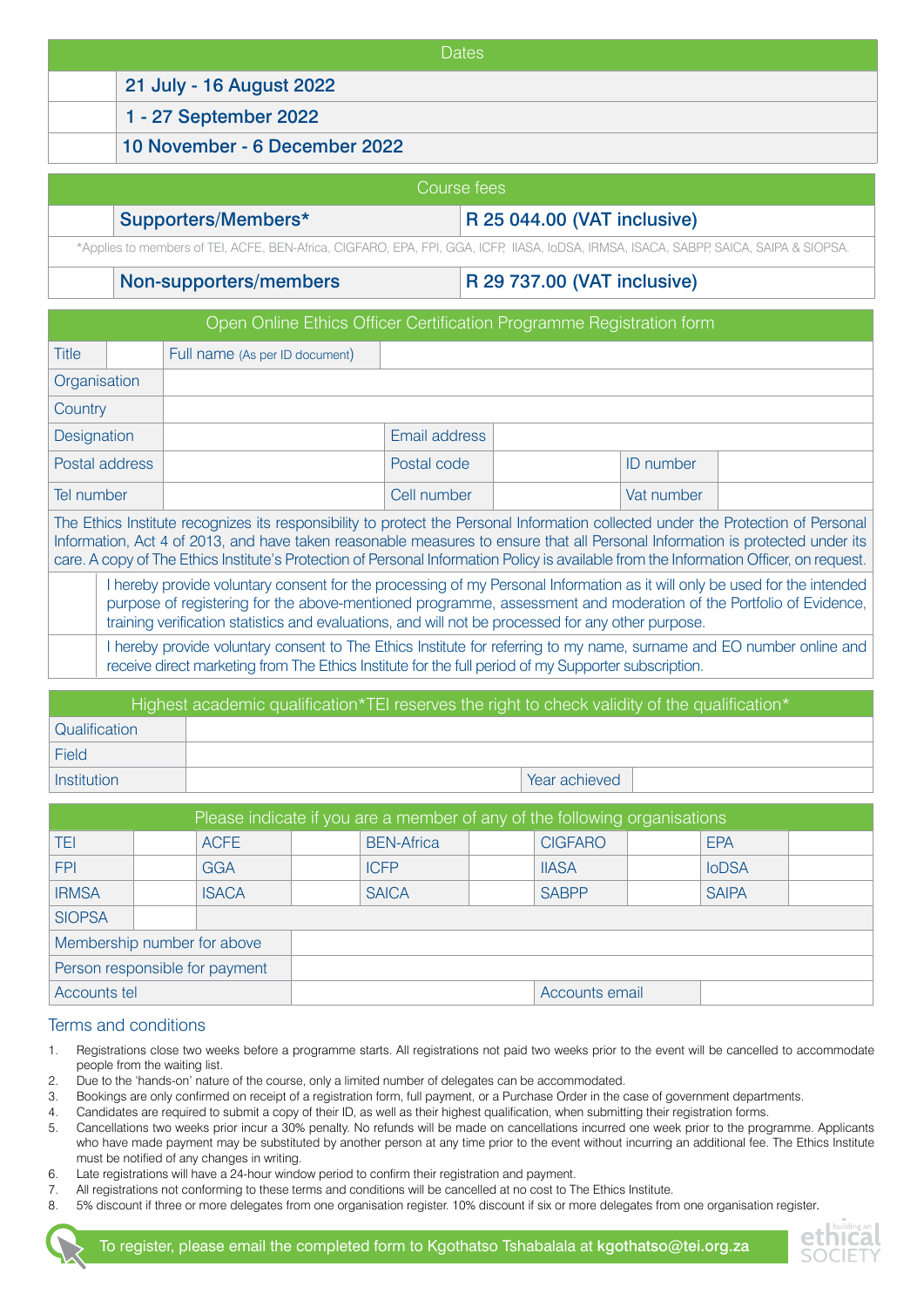| Dates | |
|---|---|
| | 21 July - 16 August 2022 |
| | 1 - 27 September 2022 |
| | 10 November - 6 December 2022 |

| Course fees | | |
|---|---|---|
| | Supporters/Members* | R 25 044.00 (VAT inclusive) |
| *Applies to members of TEI, ACFE, BEN-Africa, CIGFARO, EPA, FPI, GGA, ICFP, IIASA, IoDSA, IRMSA, ISACA, SABPP, SAICA, SAIPA & SIOPSA. | | |
| | Non-supporters/members | R 29 737.00 (VAT inclusive) |

## Open Online Ethics Officer Certification Programme Registration form

| | | | | | |
|---|---|---|---|---|---|
| Title | | Full name (As per ID document) | | | |
| Organisation | | | | | |
| Country | | | | | |
| Designation | | Email address | | | |
| Postal address | | Postal code | | ID number | |
| Tel number | | Cell number | | Vat number | |

The Ethics Institute recognizes its responsibility to protect the Personal Information collected under the Protection of Personal Information, Act 4 of 2013, and have taken reasonable measures to ensure that all Personal Information is protected under its care. A copy of The Ethics Institute's Protection of Personal Information Policy is available from the Information Officer, on request.

| | |
|---|---|
| | I hereby provide voluntary consent for the processing of my Personal Information as it will only be used for the intended purpose of registering for the above-mentioned programme, assessment and moderation of the Portfolio of Evidence, training verification statistics and evaluations, and will not be processed for any other purpose. |
| | I hereby provide voluntary consent to The Ethics Institute for referring to my name, surname and EO number online and receive direct marketing from The Ethics Institute for the full period of my Supporter subscription. |

## Highest academic qualification*TEI reserves the right to check validity of the qualification*

| | | | |
|---|---|---|---|
| Qualification | | | |
| Field | | | |
| Institution | | Year achieved | |

## Please indicate if you are a member of any of the following organisations

| | | | | | | | | | |
|---|---|---|---|---|---|---|---|---|---|
| TEI | | ACFE | | BEN-Africa | | CIGFARO | | EPA | |
| FPI | | GGA | | ICFP | | IIASA | | IoDSA | |
| IRMSA | | ISACA | | SAICA | | SABPP | | SAIPA | |
| SIOPSA | | | | | | | | | |
| Membership number for above | | | | | | | | | |
| Person responsible for payment | | | | | | | | | |
| Accounts tel | | | | | | Accounts email | | | |

## Terms and conditions

1. Registrations close two weeks before a programme starts. All registrations not paid two weeks prior to the event will be cancelled to accommodate people from the waiting list.
2. Due to the 'hands-on' nature of the course, only a limited number of delegates can be accommodated.
3. Bookings are only confirmed on receipt of a registration form, full payment, or a Purchase Order in the case of government departments.
4. Candidates are required to submit a copy of their ID, as well as their highest qualification, when submitting their registration forms.
5. Cancellations two weeks prior incur a 30% penalty. No refunds will be made on cancellations incurred one week prior to the programme. Applicants who have made payment may be substituted by another person at any time prior to the event without incurring an additional fee. The Ethics Institute must be notified of any changes in writing.
6. Late registrations will have a 24-hour window period to confirm their registration and payment.
7. All registrations not conforming to these terms and conditions will be cancelled at no cost to The Ethics Institute.
8. 5% discount if three or more delegates from one organisation register. 10% discount if six or more delegates from one organisation register.

To register, please email the completed form to Kgothatso Tshabalala at **kgothatso@tei.org.za**

building an ethical SOCIETY